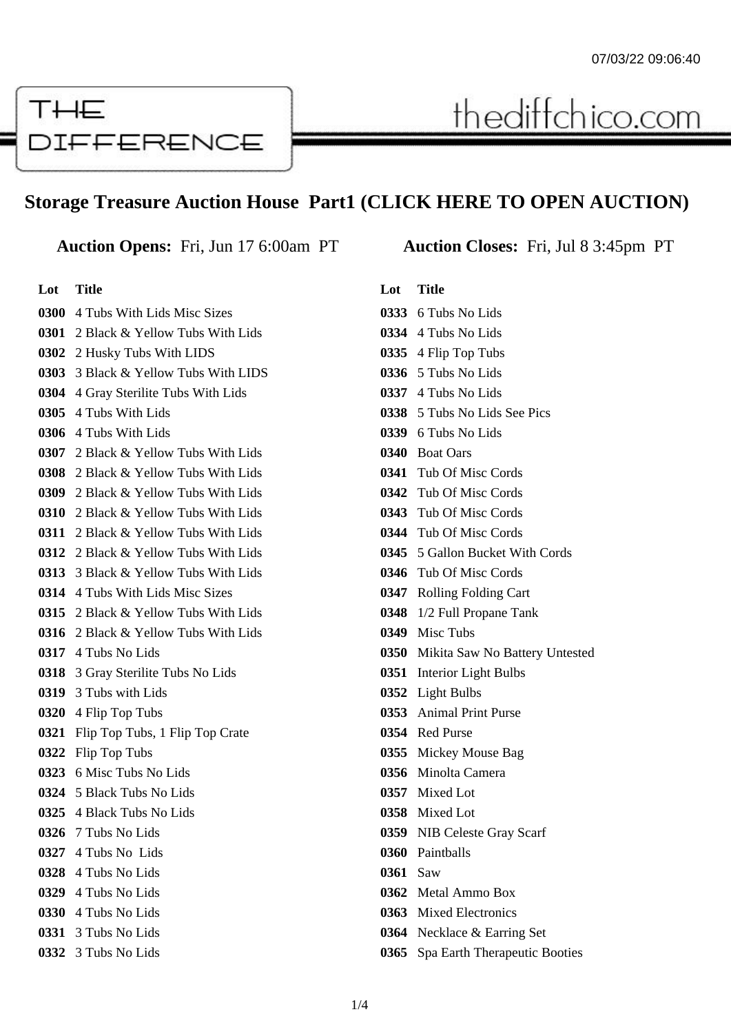THE DIFFERENCE

thediffchico.com

## Storage Treasure Auction House Part1 (CLICK HERE TO OPEN AUCTION)

**Auction Opens:** Fri, Jun 17 6:00am PT **Auction Closes:** Fri, Jul 8 3:45pm PT

| Lot | Title |
|---|---|
| **0300** | 4 Tubs With Lids Misc Sizes |
| **0301** | 2 Black & Yellow Tubs With Lids |
| **0302** | 2 Husky Tubs With LIDS |
| **0303** | 3 Black & Yellow Tubs With LIDS |
| **0304** | 4 Gray Sterilite Tubs With Lids |
| **0305** | 4 Tubs With Lids |
| **0306** | 4 Tubs With Lids |
| **0307** | 2 Black & Yellow Tubs With Lids |
| **0308** | 2 Black & Yellow Tubs With Lids |
| **0309** | 2 Black & Yellow Tubs With Lids |
| **0310** | 2 Black & Yellow Tubs With Lids |
| **0311** | 2 Black & Yellow Tubs With Lids |
| **0312** | 2 Black & Yellow Tubs With Lids |
| **0313** | 3 Black & Yellow Tubs With Lids |
| **0314** | 4 Tubs With Lids Misc Sizes |
| **0315** | 2 Black & Yellow Tubs With Lids |
| **0316** | 2 Black & Yellow Tubs With Lids |
| **0317** | 4 Tubs No Lids |
| **0318** | 3 Gray Sterilite Tubs No Lids |
| **0319** | 3 Tubs with Lids |
| **0320** | 4 Flip Top Tubs |
| **0321** | Flip Top Tubs, 1 Flip Top Crate |
| **0322** | Flip Top Tubs |
| **0323** | 6 Misc Tubs No Lids |
| **0324** | 5 Black Tubs No Lids |
| **0325** | 4 Black Tubs No Lids |
| **0326** | 7 Tubs No Lids |
| **0327** | 4 Tubs No Lids |
| **0328** | 4 Tubs No Lids |
| **0329** | 4 Tubs No Lids |
| **0330** | 4 Tubs No Lids |
| **0331** | 3 Tubs No Lids |
| **0332** | 3 Tubs No Lids |
| **0333** | 6 Tubs No Lids |
| **0334** | 4 Tubs No Lids |
| **0335** | 4 Flip Top Tubs |
| **0336** | 5 Tubs No Lids |
| **0337** | 4 Tubs No Lids |
| **0338** | 5 Tubs No Lids See Pics |
| **0339** | 6 Tubs No Lids |
| **0340** | Boat Oars |
| **0341** | Tub Of Misc Cords |
| **0342** | Tub Of Misc Cords |
| **0343** | Tub Of Misc Cords |
| **0344** | Tub Of Misc Cords |
| **0345** | 5 Gallon Bucket With Cords |
| **0346** | Tub Of Misc Cords |
| **0347** | Rolling Folding Cart |
| **0348** | 1/2 Full Propane Tank |
| **0349** | Misc Tubs |
| **0350** | Mikita Saw No Battery Untested |
| **0351** | Interior Light Bulbs |
| **0352** | Light Bulbs |
| **0353** | Animal Print Purse |
| **0354** | Red Purse |
| **0355** | Mickey Mouse Bag |
| **0356** | Minolta Camera |
| **0357** | Mixed Lot |
| **0358** | Mixed Lot |
| **0359** | NIB Celeste Gray Scarf |
| **0360** | Paintballs |
| **0361** | Saw |
| **0362** | Metal Ammo Box |
| **0363** | Mixed Electronics |
| **0364** | Necklace & Earring Set |
| **0365** | Spa Earth Therapeutic Booties |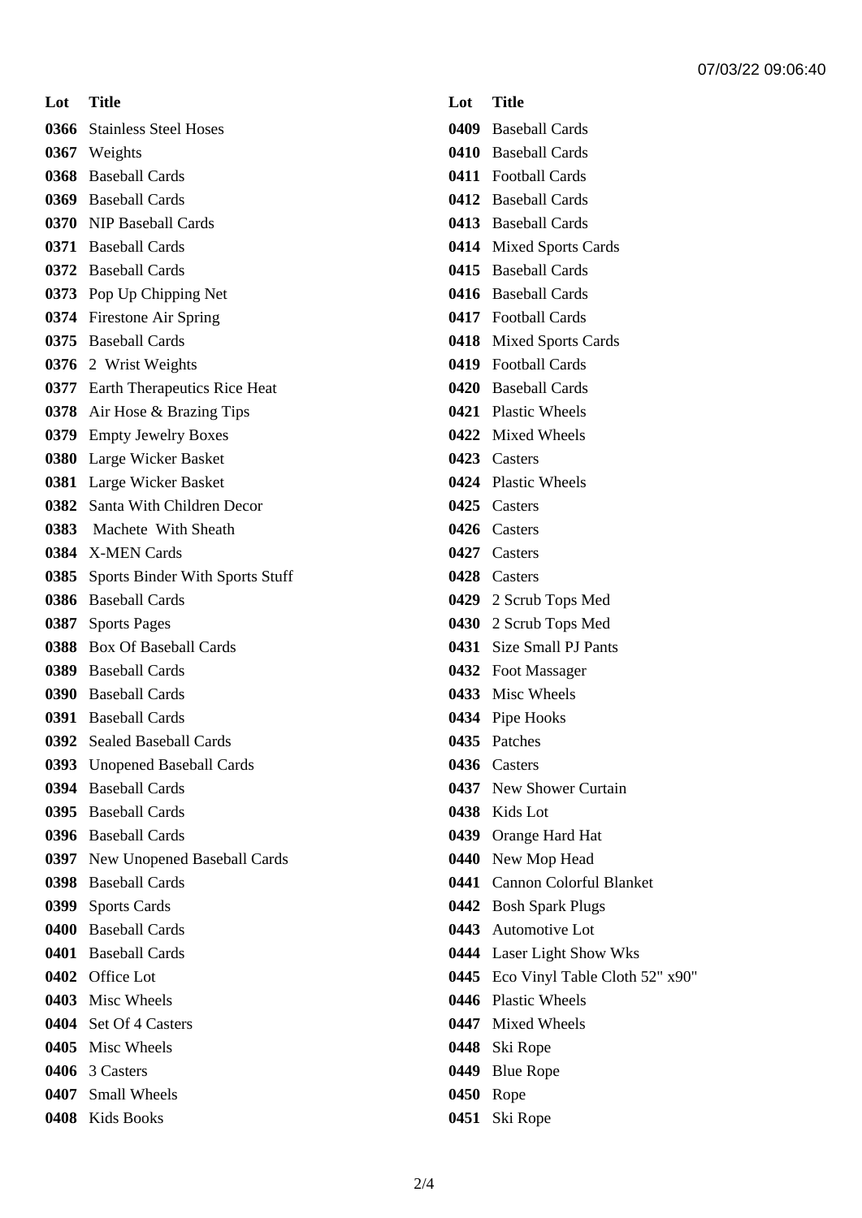07/03/22 09:06:40

| Lot | Title |
| --- | --- |
| 0366 | Stainless Steel Hoses |
| 0367 | Weights |
| 0368 | Baseball Cards |
| 0369 | Baseball Cards |
| 0370 | NIP Baseball Cards |
| 0371 | Baseball Cards |
| 0372 | Baseball Cards |
| 0373 | Pop Up Chipping Net |
| 0374 | Firestone Air Spring |
| 0375 | Baseball Cards |
| 0376 | 2 Wrist Weights |
| 0377 | Earth Therapeutics Rice Heat |
| 0378 | Air Hose & Brazing Tips |
| 0379 | Empty Jewelry Boxes |
| 0380 | Large Wicker Basket |
| 0381 | Large Wicker Basket |
| 0382 | Santa With Children Decor |
| 0383 | Machete With Sheath |
| 0384 | X-MEN Cards |
| 0385 | Sports Binder With Sports Stuff |
| 0386 | Baseball Cards |
| 0387 | Sports Pages |
| 0388 | Box Of Baseball Cards |
| 0389 | Baseball Cards |
| 0390 | Baseball Cards |
| 0391 | Baseball Cards |
| 0392 | Sealed Baseball Cards |
| 0393 | Unopened Baseball Cards |
| 0394 | Baseball Cards |
| 0395 | Baseball Cards |
| 0396 | Baseball Cards |
| 0397 | New Unopened Baseball Cards |
| 0398 | Baseball Cards |
| 0399 | Sports Cards |
| 0400 | Baseball Cards |
| 0401 | Baseball Cards |
| 0402 | Office Lot |
| 0403 | Misc Wheels |
| 0404 | Set Of 4 Casters |
| 0405 | Misc Wheels |
| 0406 | 3 Casters |
| 0407 | Small Wheels |
| 0408 | Kids Books |
| 0409 | Baseball Cards |
| 0410 | Baseball Cards |
| 0411 | Football Cards |
| 0412 | Baseball Cards |
| 0413 | Baseball Cards |
| 0414 | Mixed Sports Cards |
| 0415 | Baseball Cards |
| 0416 | Baseball Cards |
| 0417 | Football Cards |
| 0418 | Mixed Sports Cards |
| 0419 | Football Cards |
| 0420 | Baseball Cards |
| 0421 | Plastic Wheels |
| 0422 | Mixed Wheels |
| 0423 | Casters |
| 0424 | Plastic Wheels |
| 0425 | Casters |
| 0426 | Casters |
| 0427 | Casters |
| 0428 | Casters |
| 0429 | 2 Scrub Tops Med |
| 0430 | 2 Scrub Tops Med |
| 0431 | Size Small PJ Pants |
| 0432 | Foot Massager |
| 0433 | Misc Wheels |
| 0434 | Pipe Hooks |
| 0435 | Patches |
| 0436 | Casters |
| 0437 | New Shower Curtain |
| 0438 | Kids Lot |
| 0439 | Orange Hard Hat |
| 0440 | New Mop Head |
| 0441 | Cannon Colorful Blanket |
| 0442 | Bosh Spark Plugs |
| 0443 | Automotive Lot |
| 0444 | Laser Light Show Wks |
| 0445 | Eco Vinyl Table Cloth 52" x90" |
| 0446 | Plastic Wheels |
| 0447 | Mixed Wheels |
| 0448 | Ski Rope |
| 0449 | Blue Rope |
| 0450 | Rope |
| 0451 | Ski Rope |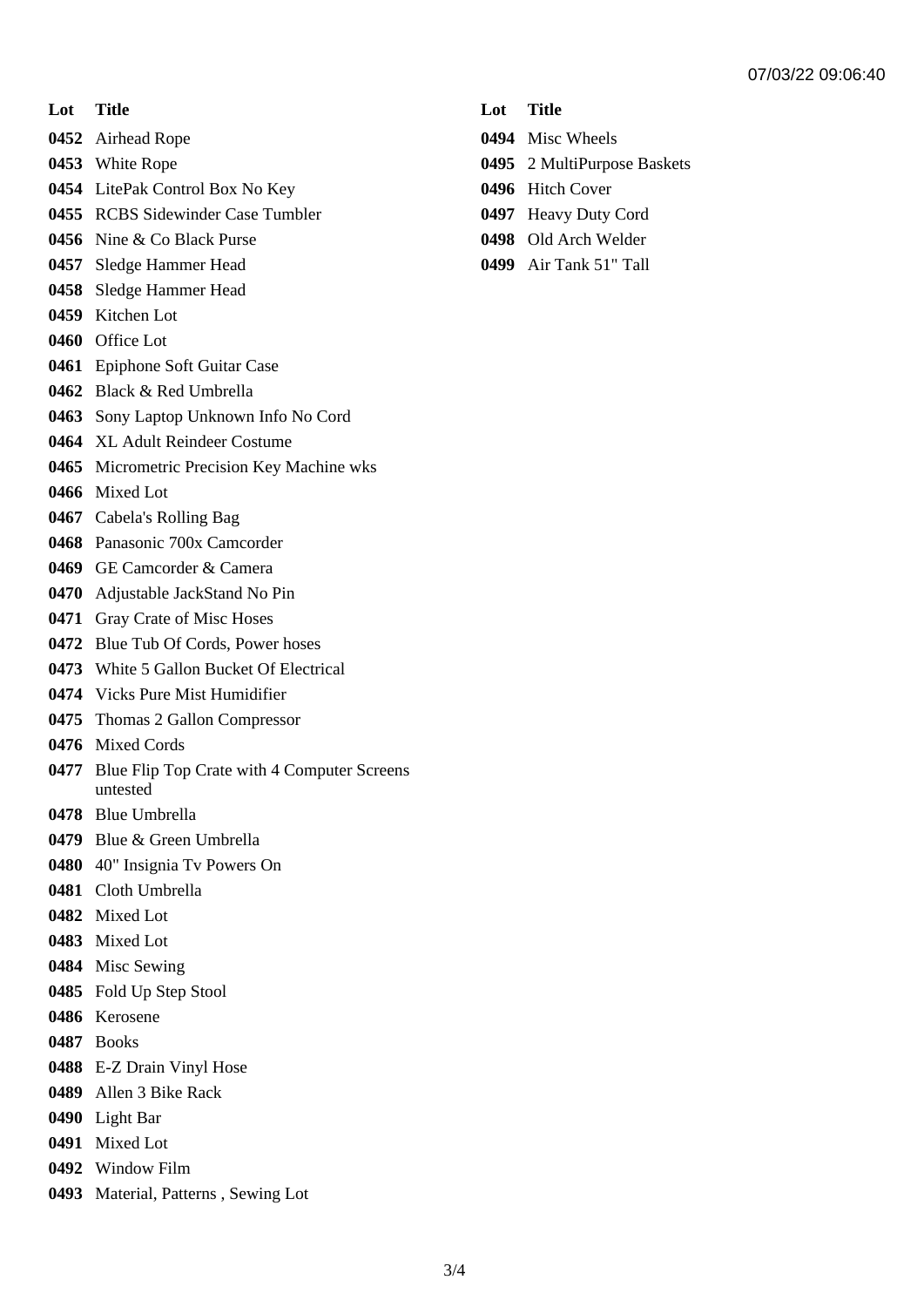| Lot | Title |
| --- | --- |
| 0452 | Airhead Rope |
| 0453 | White Rope |
| 0454 | LitePak Control Box No Key |
| 0455 | RCBS Sidewinder Case Tumbler |
| 0456 | Nine & Co Black Purse |
| 0457 | Sledge Hammer Head |
| 0458 | Sledge Hammer Head |
| 0459 | Kitchen Lot |
| 0460 | Office Lot |
| 0461 | Epiphone Soft Guitar Case |
| 0462 | Black & Red Umbrella |
| 0463 | Sony Laptop Unknown Info No Cord |
| 0464 | XL Adult Reindeer Costume |
| 0465 | Micrometric Precision Key Machine wks |
| 0466 | Mixed Lot |
| 0467 | Cabela's Rolling Bag |
| 0468 | Panasonic 700x Camcorder |
| 0469 | GE Camcorder & Camera |
| 0470 | Adjustable JackStand No Pin |
| 0471 | Gray Crate of Misc Hoses |
| 0472 | Blue Tub Of Cords, Power hoses |
| 0473 | White 5 Gallon Bucket Of Electrical |
| 0474 | Vicks Pure Mist Humidifier |
| 0475 | Thomas 2 Gallon Compressor |
| 0476 | Mixed Cords |
| 0477 | Blue Flip Top Crate with 4 Computer Screens untested |
| 0478 | Blue Umbrella |
| 0479 | Blue & Green Umbrella |
| 0480 | 40" Insignia Tv Powers On |
| 0481 | Cloth Umbrella |
| 0482 | Mixed Lot |
| 0483 | Mixed Lot |
| 0484 | Misc Sewing |
| 0485 | Fold Up Step Stool |
| 0486 | Kerosene |
| 0487 | Books |
| 0488 | E-Z Drain Vinyl Hose |
| 0489 | Allen 3 Bike Rack |
| 0490 | Light Bar |
| 0491 | Mixed Lot |
| 0492 | Window Film |
| 0493 | Material, Patterns , Sewing Lot |
| 0494 | Misc Wheels |
| 0495 | 2 MultiPurpose Baskets |
| 0496 | Hitch Cover |
| 0497 | Heavy Duty Cord |
| 0498 | Old Arch Welder |
| 0499 | Air Tank 51" Tall |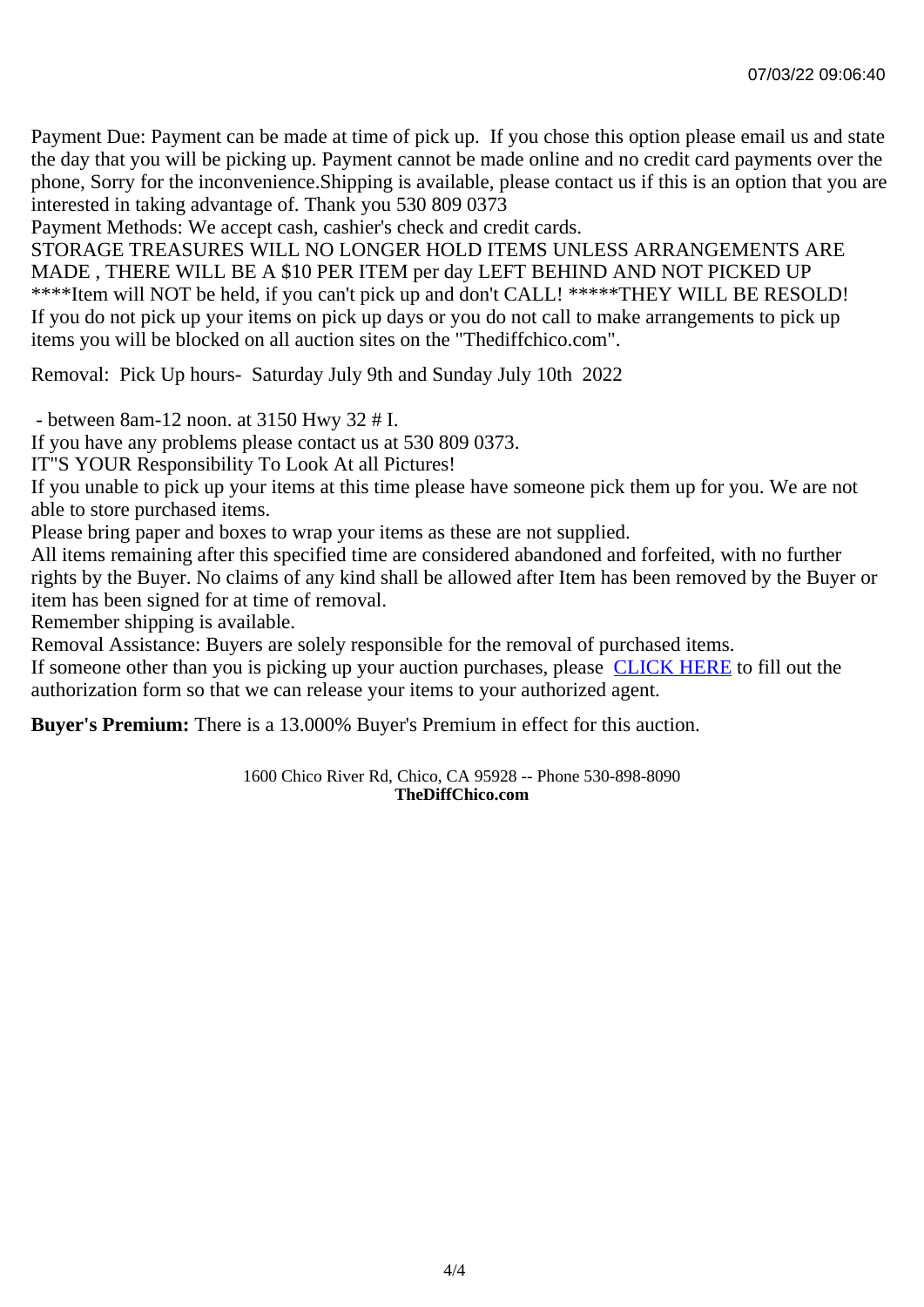Payment Due: Payment can be made at time of pick up. If you chose this option please email us and state the day that you will be picking up. Payment cannot be made online and no credit card payments over the phone, Sorry for the inconvenience.Shipping is available, please contact us if this is an option that you are interested in taking advantage of. Thank you 530 809 0373
Payment Methods: We accept cash, cashier's check and credit cards.
STORAGE TREASURES WILL NO LONGER HOLD ITEMS UNLESS ARRANGEMENTS ARE MADE , THERE WILL BE A $10 PER ITEM per day LEFT BEHIND AND NOT PICKED UP ****Item will NOT be held, if you can't pick up and don't CALL! *****THEY WILL BE RESOLD! If you do not pick up your items on pick up days or you do not call to make arrangements to pick up items you will be blocked on all auction sites on the "Thediffchico.com".

Removal: Pick Up hours- Saturday July 9th and Sunday July 10th 2022

- between 8am-12 noon. at 3150 Hwy 32 # I.
If you have any problems please contact us at 530 809 0373.
IT"S YOUR Responsibility To Look At all Pictures!
If you unable to pick up your items at this time please have someone pick them up for you. We are not able to store purchased items.
Please bring paper and boxes to wrap your items as these are not supplied.
All items remaining after this specified time are considered abandoned and forfeited, with no further rights by the Buyer. No claims of any kind shall be allowed after Item has been removed by the Buyer or item has been signed for at time of removal.
Remember shipping is available.
Removal Assistance: Buyers are solely responsible for the removal of purchased items.
If someone other than you is picking up your auction purchases, please CLICK HERE to fill out the authorization form so that we can release your items to your authorized agent.

**Buyer's Premium:** There is a 13.000% Buyer's Premium in effect for this auction.

1600 Chico River Rd, Chico, CA 95928 -- Phone 530-898-8090
**TheDiffChico.com**